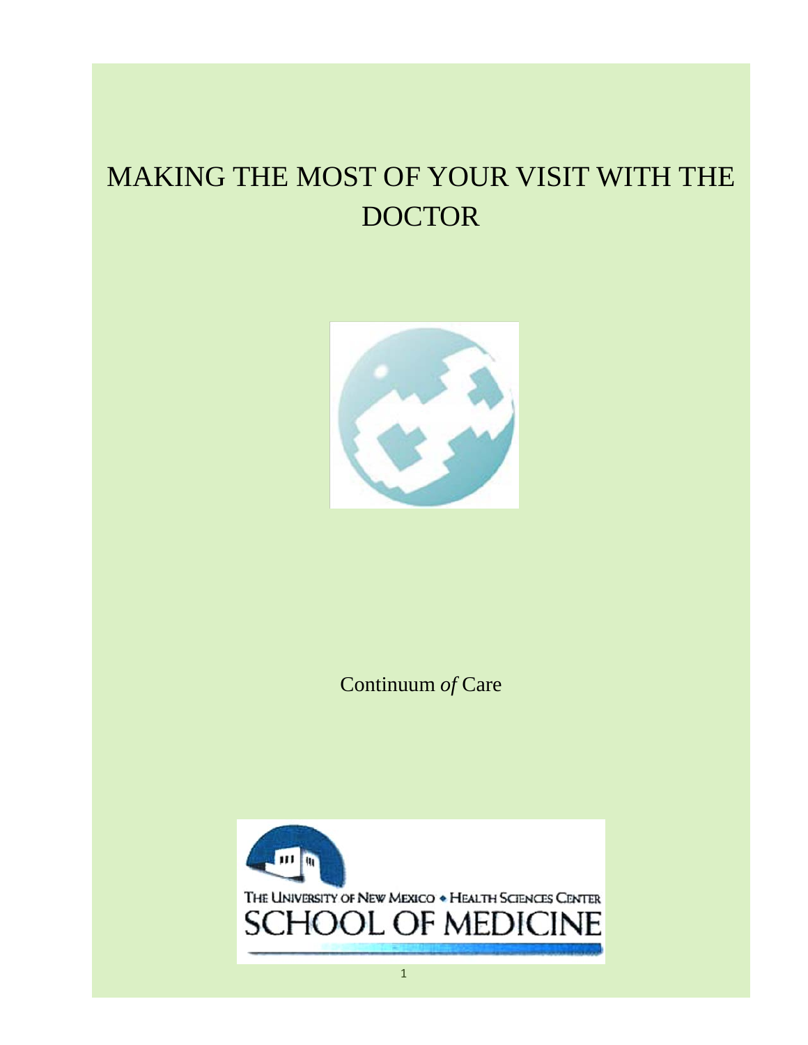# MAKING THE MOST OF YOUR VISIT WITH THE DOCTOR

Continuum *of* Care

THE UNIVERSITY OF NEW MEXICO • HEALTH SCIENCES CENTER

SCHOOL OF MEDICINE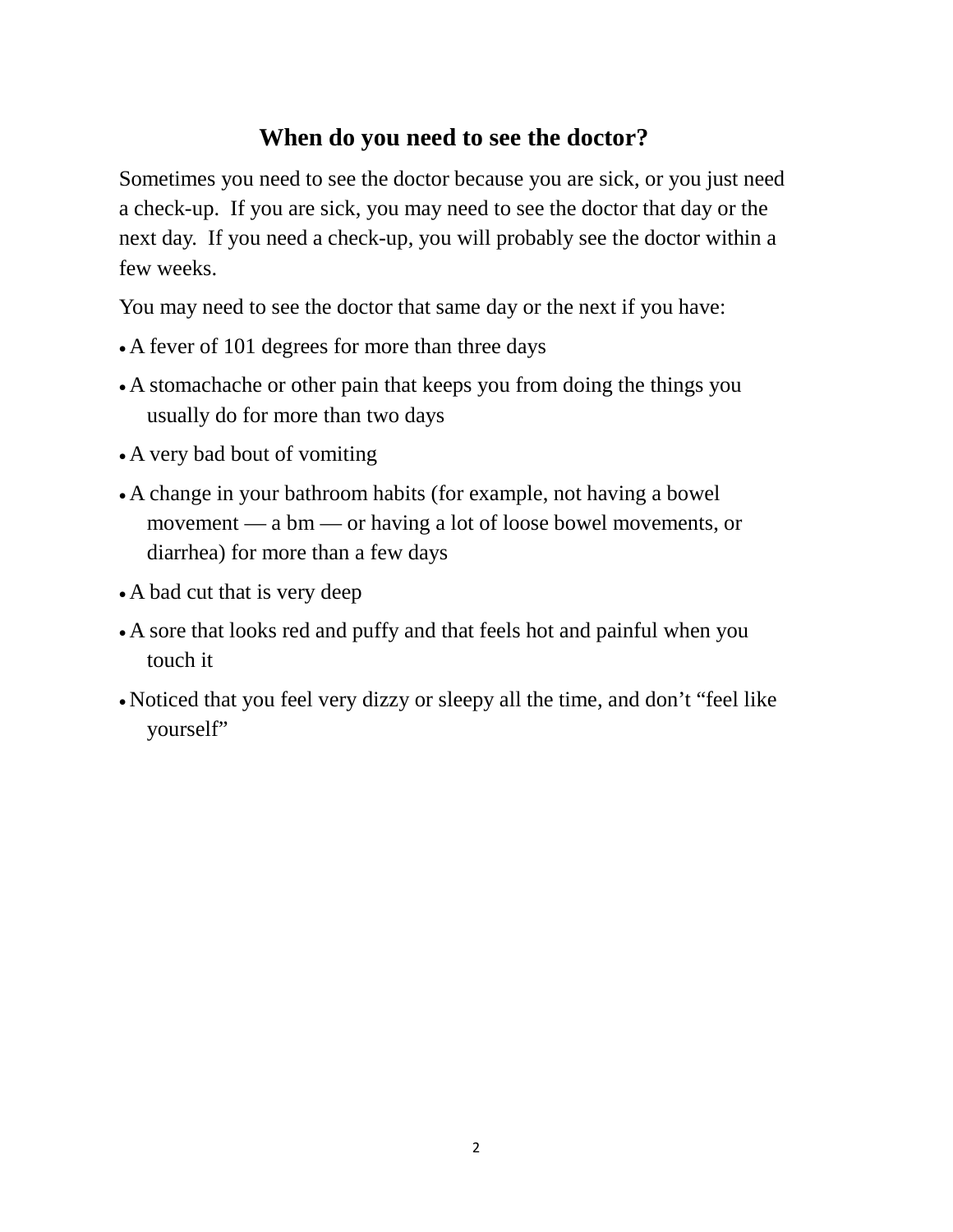## When do you need to see the doctor?

Sometimes you need to see the doctor because you are sick, or you just need a check-up. If you are sick, you may need to see the doctor that day or the next day. If you need a check-up, you will probably see the doctor within a few weeks.

You may need to see the doctor that same day or the next if you have:

- A fever of 101 degrees for more than three days
- A stomachache or other pain that keeps you from doing the things you usually do for more than two days
- A very bad bout of vomiting
- A change in your bathroom habits (for example, not having a bowel movement — a bm — or having a lot of loose bowel movements, or diarrhea) for more than a few days
- A bad cut that is very deep
- A sore that looks red and puffy and that feels hot and painful when you touch it
- Noticed that you feel very dizzy or sleepy all the time, and don't "feel like yourself"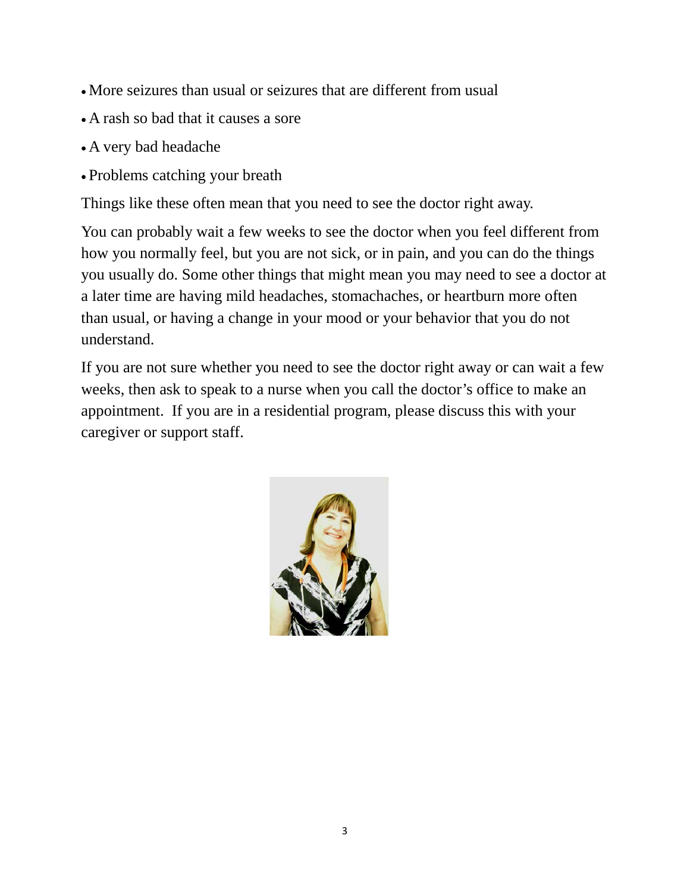- More seizures than usual or seizures that are different from usual
- A rash so bad that it causes a sore
- A very bad headache
- Problems catching your breath

Things like these often mean that you need to see the doctor right away.

You can probably wait a few weeks to see the doctor when you feel different from how you normally feel, but you are not sick, or in pain, and you can do the things you usually do. Some other things that might mean you may need to see a doctor at a later time are having mild headaches, stomachaches, or heartburn more often than usual, or having a change in your mood or your behavior that you do not understand.

If you are not sure whether you need to see the doctor right away or can wait a few weeks, then ask to speak to a nurse when you call the doctor's office to make an appointment. If you are in a residential program, please discuss this with your caregiver or support staff.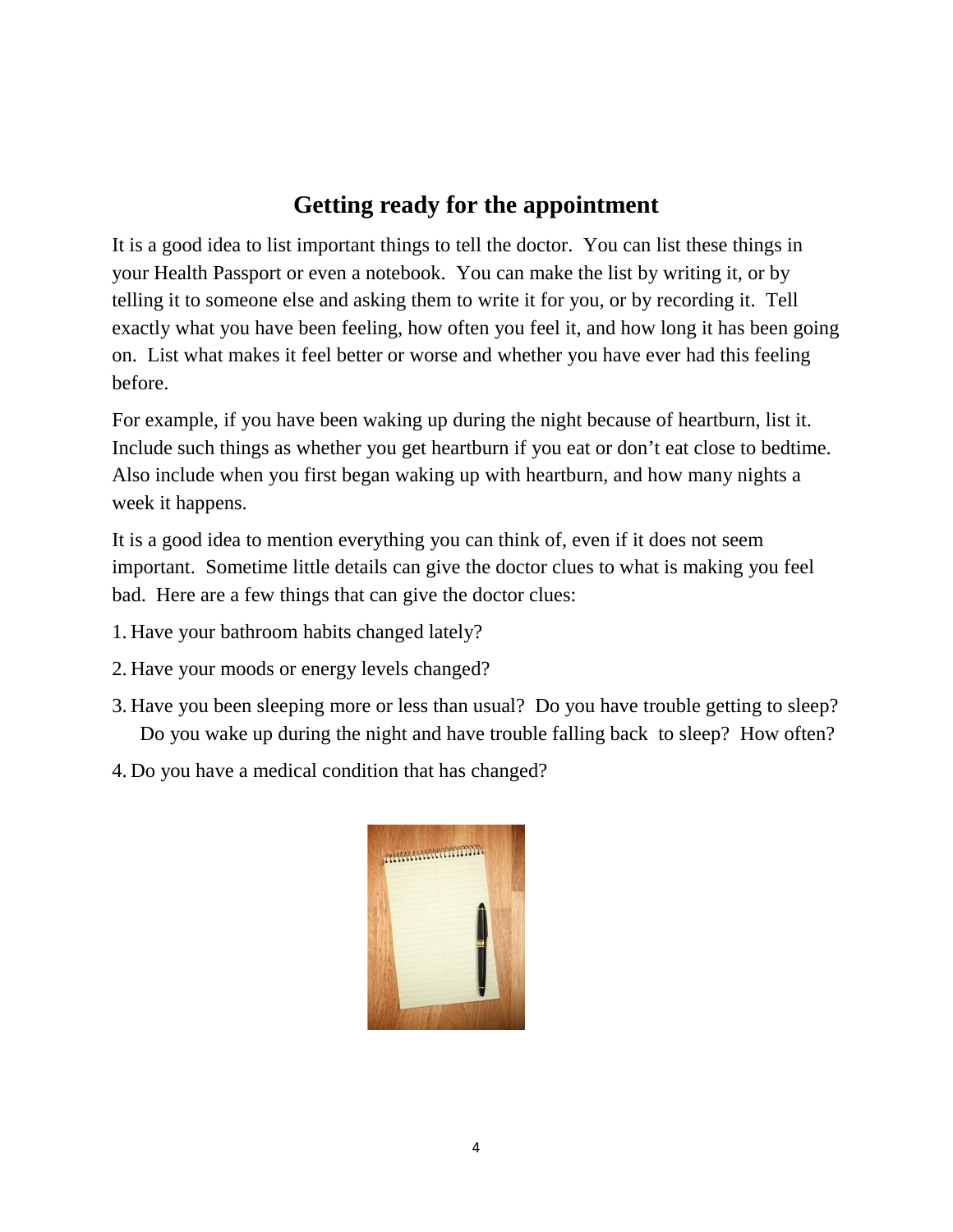## Getting ready for the appointment

It is a good idea to list important things to tell the doctor. You can list these things in your Health Passport or even a notebook. You can make the list by writing it, or by telling it to someone else and asking them to write it for you, or by recording it. Tell exactly what you have been feeling, how often you feel it, and how long it has been going on. List what makes it feel better or worse and whether you have ever had this feeling before.

For example, if you have been waking up during the night because of heartburn, list it. Include such things as whether you get heartburn if you eat or don't eat close to bedtime. Also include when you first began waking up with heartburn, and how many nights a week it happens.

It is a good idea to mention everything you can think of, even if it does not seem important. Sometime little details can give the doctor clues to what is making you feel bad. Here are a few things that can give the doctor clues:

1. Have your bathroom habits changed lately?
2. Have your moods or energy levels changed?
3. Have you been sleeping more or less than usual? Do you have trouble getting to sleep? Do you wake up during the night and have trouble falling back to sleep? How often?
4. Do you have a medical condition that has changed?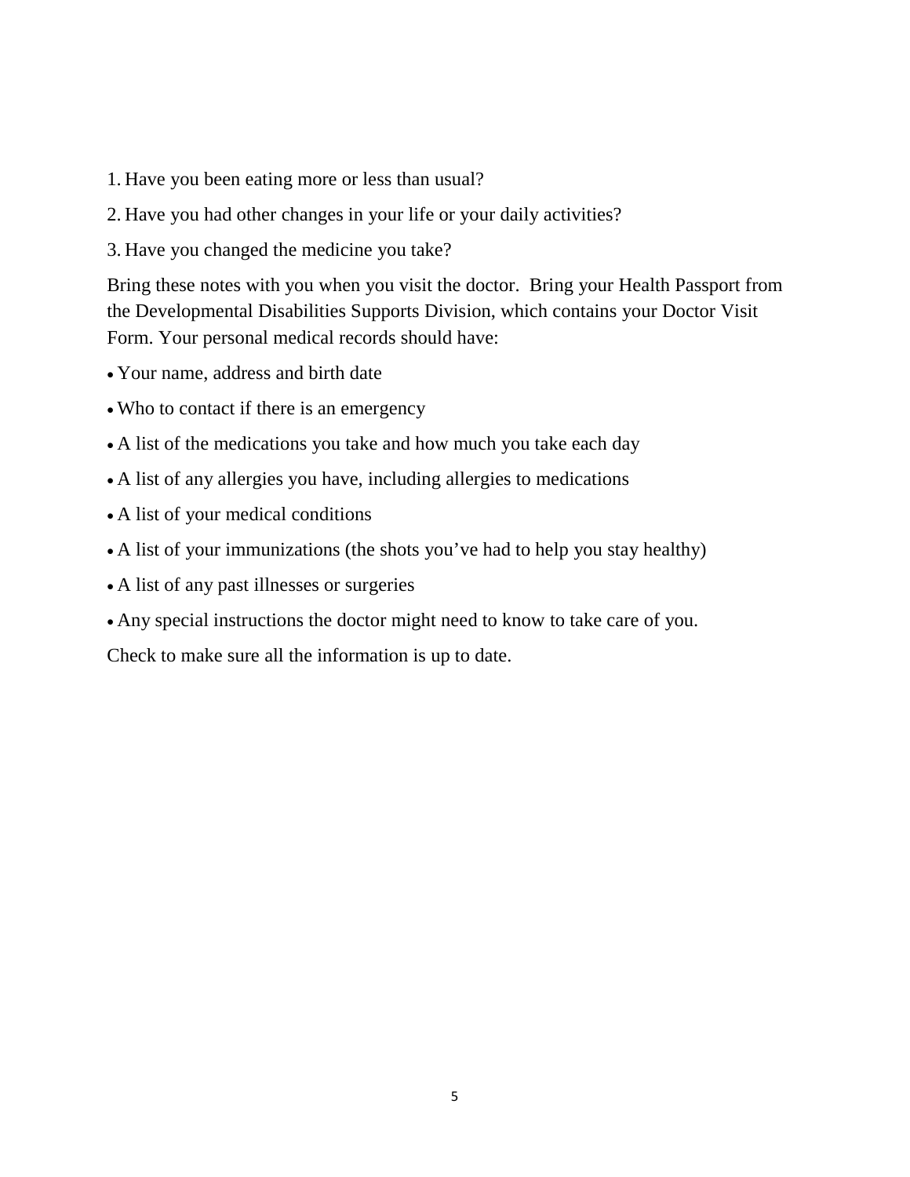1. Have you been eating more or less than usual?
2. Have you had other changes in your life or your daily activities?
3. Have you changed the medicine you take?

Bring these notes with you when you visit the doctor.  Bring your Health Passport from the Developmental Disabilities Supports Division, which contains your Doctor Visit Form. Your personal medical records should have:

- Your name, address and birth date
- Who to contact if there is an emergency
- A list of the medications you take and how much you take each day
- A list of any allergies you have, including allergies to medications
- A list of your medical conditions
- A list of your immunizations (the shots you've had to help you stay healthy)
- A list of any past illnesses or surgeries
- Any special instructions the doctor might need to know to take care of you.

Check to make sure all the information is up to date.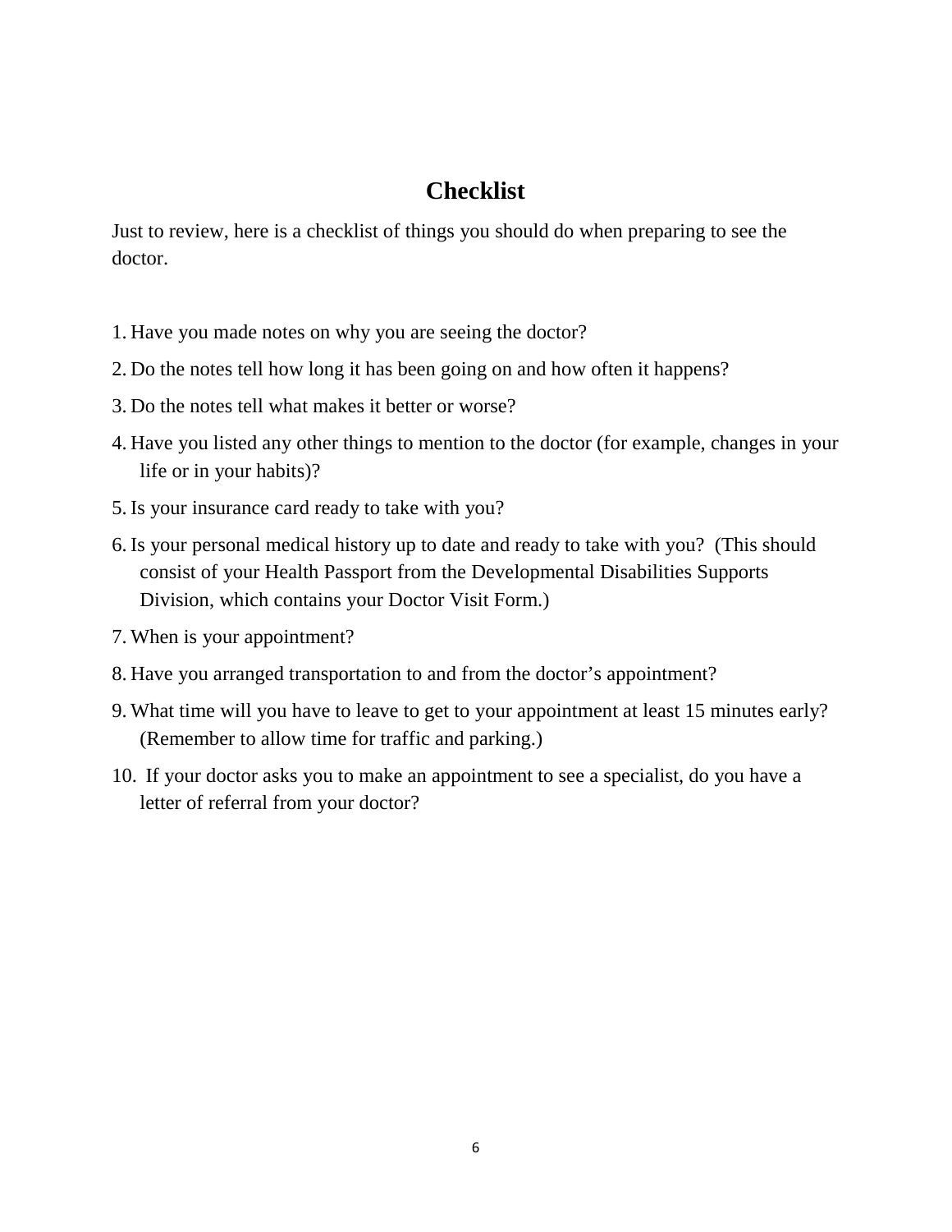# Checklist

Just to review, here is a checklist of things you should do when preparing to see the doctor.

1. Have you made notes on why you are seeing the doctor?
2. Do the notes tell how long it has been going on and how often it happens?
3. Do the notes tell what makes it better or worse?
4. Have you listed any other things to mention to the doctor (for example, changes in your life or in your habits)?
5. Is your insurance card ready to take with you?
6. Is your personal medical history up to date and ready to take with you? (This should consist of your Health Passport from the Developmental Disabilities Supports Division, which contains your Doctor Visit Form.)
7. When is your appointment?
8. Have you arranged transportation to and from the doctor's appointment?
9. What time will you have to leave to get to your appointment at least 15 minutes early? (Remember to allow time for traffic and parking.)
10. If your doctor asks you to make an appointment to see a specialist, do you have a letter of referral from your doctor?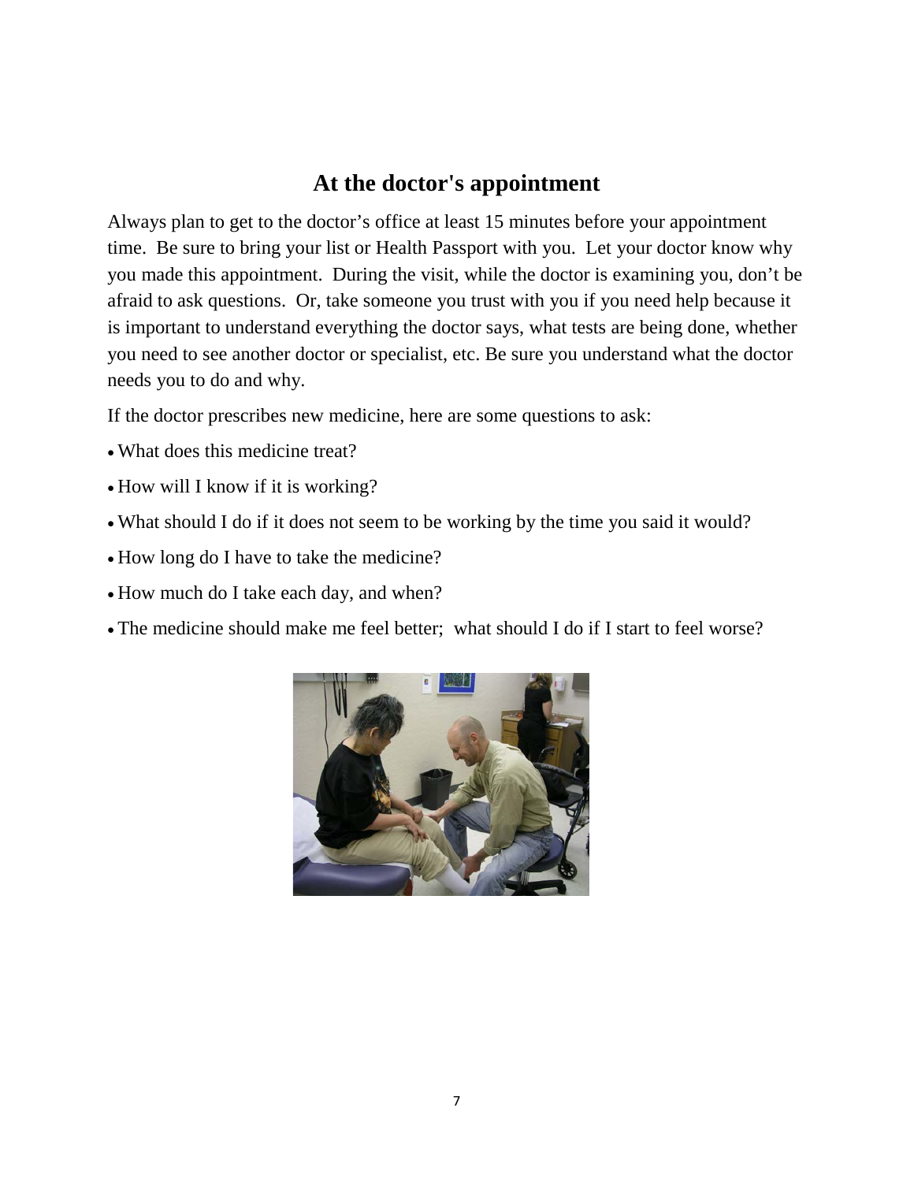## At the doctor's appointment

Always plan to get to the doctor's office at least 15 minutes before your appointment time. Be sure to bring your list or Health Passport with you. Let your doctor know why you made this appointment. During the visit, while the doctor is examining you, don't be afraid to ask questions. Or, take someone you trust with you if you need help because it is important to understand everything the doctor says, what tests are being done, whether you need to see another doctor or specialist, etc. Be sure you understand what the doctor needs you to do and why.

If the doctor prescribes new medicine, here are some questions to ask:

- What does this medicine treat?
- How will I know if it is working?
- What should I do if it does not seem to be working by the time you said it would?
- How long do I have to take the medicine?
- How much do I take each day, and when?
- The medicine should make me feel better; what should I do if I start to feel worse?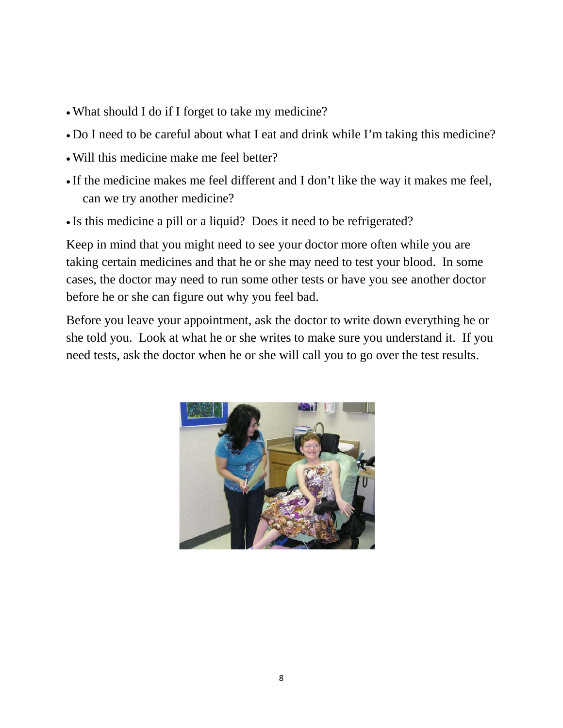- What should I do if I forget to take my medicine?
- Do I need to be careful about what I eat and drink while I'm taking this medicine?
- Will this medicine make me feel better?
- If the medicine makes me feel different and I don't like the way it makes me feel, can we try another medicine?
- Is this medicine a pill or a liquid? Does it need to be refrigerated?

Keep in mind that you might need to see your doctor more often while you are taking certain medicines and that he or she may need to test your blood. In some cases, the doctor may need to run some other tests or have you see another doctor before he or she can figure out why you feel bad.

Before you leave your appointment, ask the doctor to write down everything he or she told you. Look at what he or she writes to make sure you understand it. If you need tests, ask the doctor when he or she will call you to go over the test results.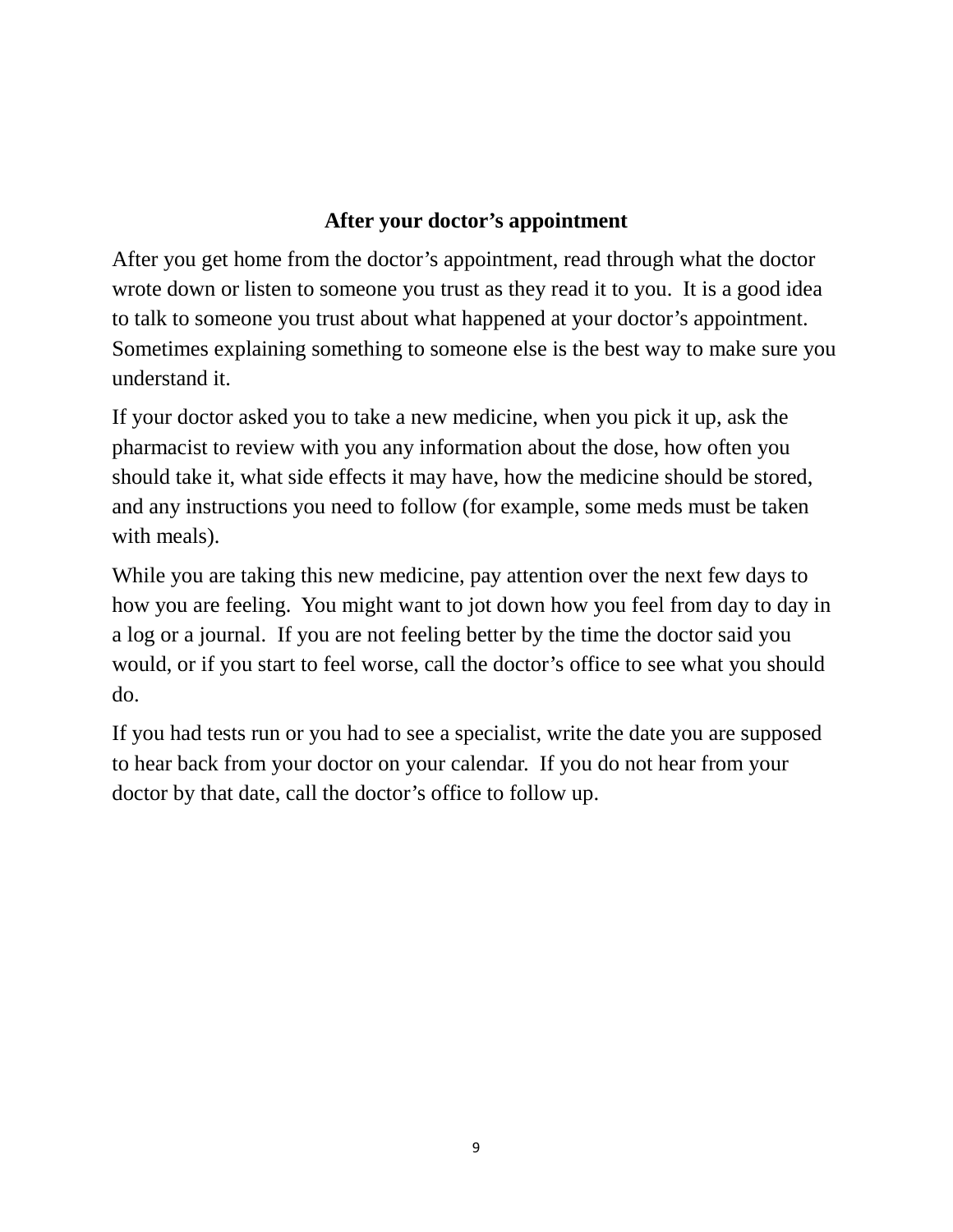## After your doctor's appointment

After you get home from the doctor's appointment, read through what the doctor wrote down or listen to someone you trust as they read it to you. It is a good idea to talk to someone you trust about what happened at your doctor's appointment. Sometimes explaining something to someone else is the best way to make sure you understand it.

If your doctor asked you to take a new medicine, when you pick it up, ask the pharmacist to review with you any information about the dose, how often you should take it, what side effects it may have, how the medicine should be stored, and any instructions you need to follow (for example, some meds must be taken with meals).

While you are taking this new medicine, pay attention over the next few days to how you are feeling. You might want to jot down how you feel from day to day in a log or a journal. If you are not feeling better by the time the doctor said you would, or if you start to feel worse, call the doctor's office to see what you should do.

If you had tests run or you had to see a specialist, write the date you are supposed to hear back from your doctor on your calendar. If you do not hear from your doctor by that date, call the doctor's office to follow up.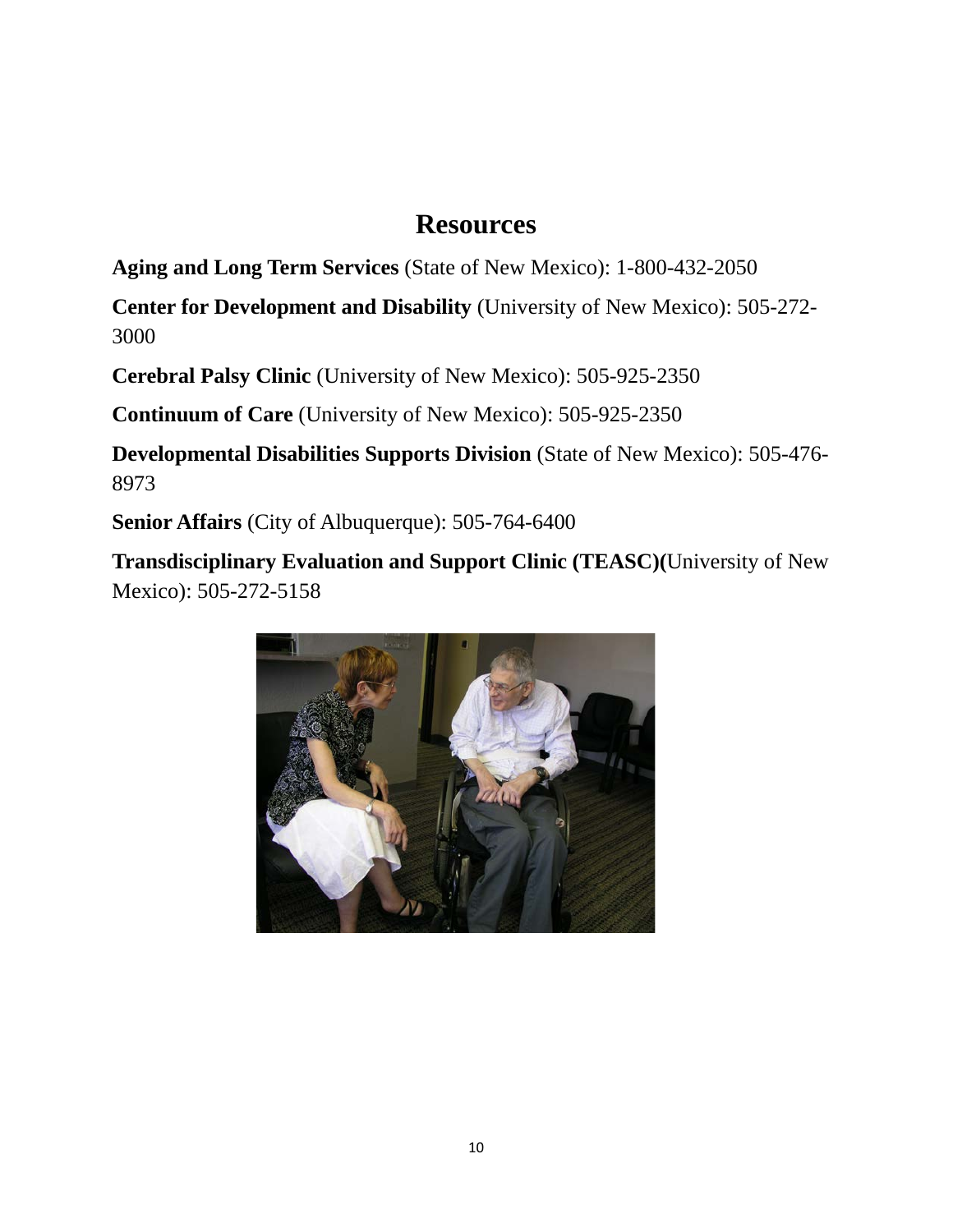# Resources

**Aging and Long Term Services** (State of New Mexico): 1-800-432-2050

**Center for Development and Disability** (University of New Mexico): 505-272-3000

**Cerebral Palsy Clinic** (University of New Mexico): 505-925-2350

**Continuum of Care** (University of New Mexico): 505-925-2350

**Developmental Disabilities Supports Division** (State of New Mexico): 505-476-8973

**Senior Affairs** (City of Albuquerque): 505-764-6400

**Transdisciplinary Evaluation and Support Clinic (TEASC)(**University of New Mexico): 505-272-5158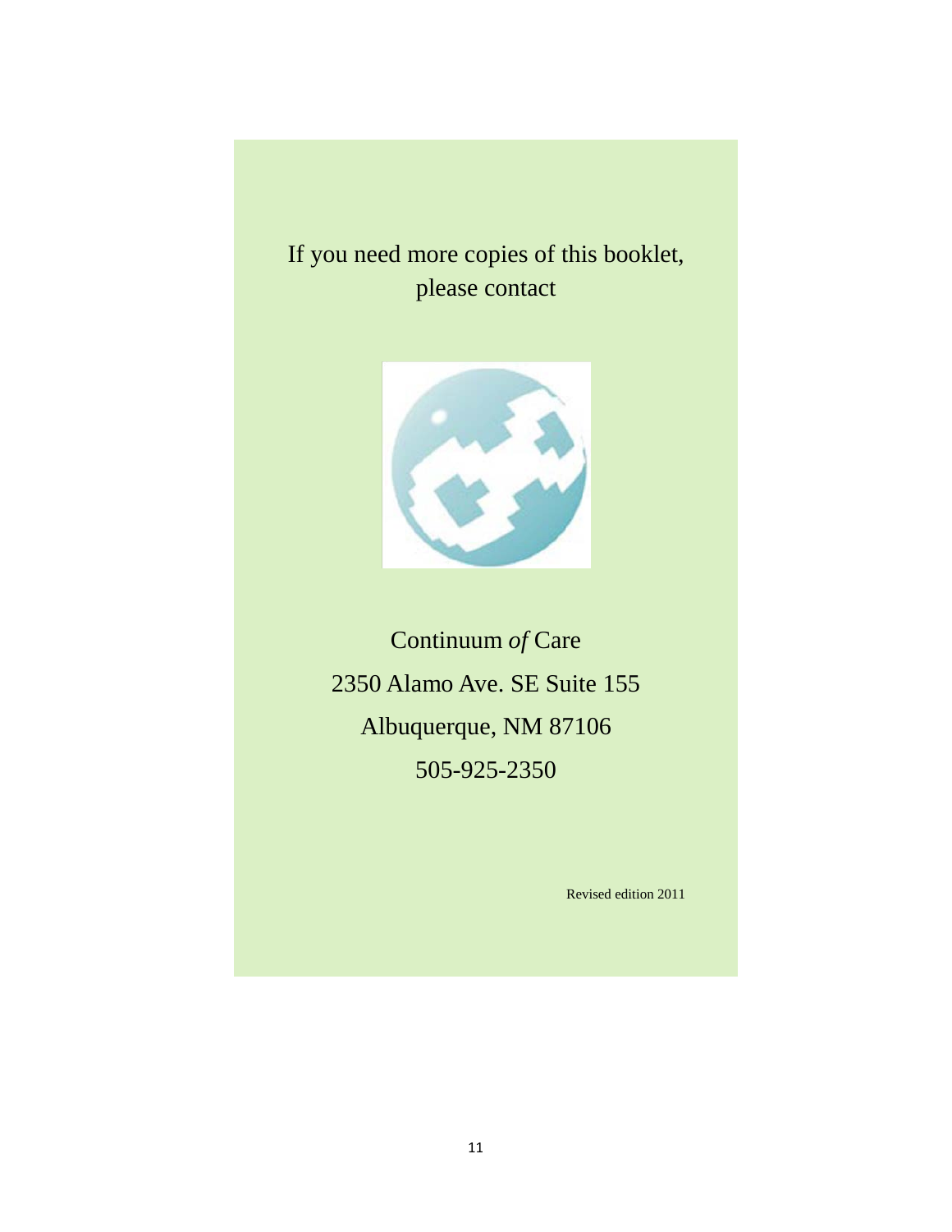If you need more copies of this booklet, please contact

Continuum *of* Care

2350 Alamo Ave. SE Suite 155

Albuquerque, NM 87106

505-925-2350

Revised edition 2011